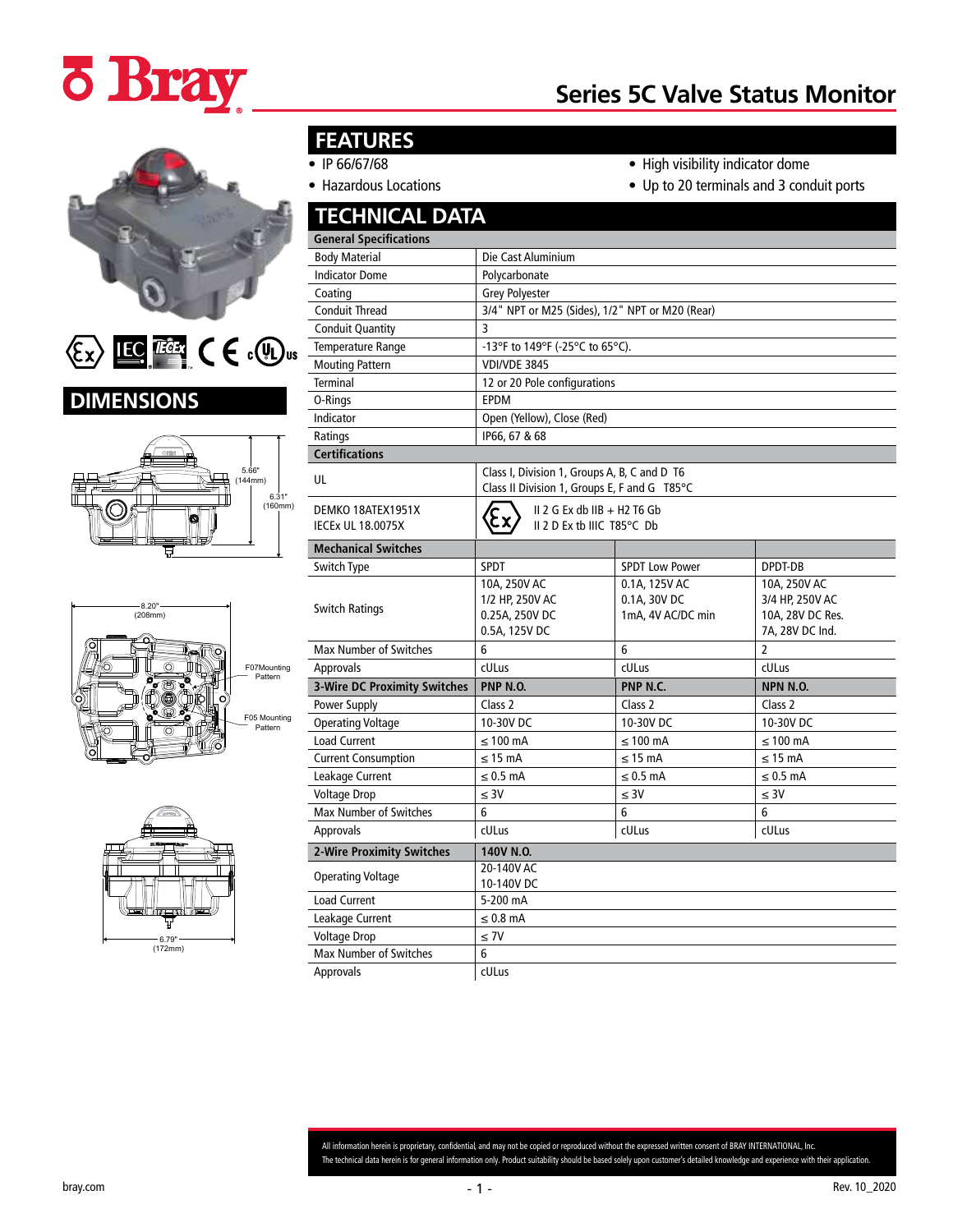# Series 5C Valve Status Monitor

## FEATURES

- IP 66/67/68
- Hazardous Locations
- High visibility indicator dome
- Up to 20 terminals and 3 conduit ports

## DIMENSIONS

5.66" (144mm)

6.31" (160mm)

8.20" (208mm)

F07Mounting Pattern

F05 Mounting Pattern

6.79" (172mm)

## TECHNICAL DATA

| General Specifications | | | |
|---|---|---|---|
| Body Material | Die Cast Aluminium | | |
| Indicator Dome | Polycarbonate | | |
| Coating | Grey Polyester | | |
| Conduit Thread | 3/4" NPT or M25 (Sides), 1/2" NPT or M20 (Rear) | | |
| Conduit Quantity | 3 | | |
| Temperature Range | -13°F to 149°F (-25°C to 65°C). | | |
| Mouting Pattern | VDI/VDE 3845 | | |
| Terminal | 12 or 20 Pole configurations | | |
| O-Rings | EPDM | | |
| Indicator | Open (Yellow), Close (Red) | | |
| Ratings | IP66, 67 & 68 | | |
| **Certifications** | | | |
| UL | Class I, Division 1, Groups A, B, C and D T6<br>Class II Division 1, Groups E, F and G T85°C | | |
| DEMKO 18ATEX1951X<br>IECEx UL 18.0075X | II 2 G Ex db IIB + H2 T6 Gb<br>II 2 D Ex tb IIIC T85°C Db | | |
| **Mechanical Switches** | | | |
| Switch Type | SPDT | SPDT Low Power | DPDT-DB |
| Switch Ratings | 10A, 250V AC<br>1/2 HP, 250V AC<br>0.25A, 250V DC<br>0.5A, 125V DC | 0.1A, 125V AC<br>0.1A, 30V DC<br>1mA, 4V AC/DC min | 10A, 250V AC<br>3/4 HP, 250V AC<br>10A, 28V DC Res.<br>7A, 28V DC Ind. |
| Max Number of Switches | 6 | 6 | 2 |
| Approvals | cULus | cULus | cULus |
| **3-Wire DC Proximity Switches** | **PNP N.O.** | **PNP N.C.** | **NPN N.O.** |
| Power Supply | Class 2 | Class 2 | Class 2 |
| Operating Voltage | 10-30V DC | 10-30V DC | 10-30V DC |
| Load Current | ≤ 100 mA | ≤ 100 mA | ≤ 100 mA |
| Current Consumption | ≤ 15 mA | ≤ 15 mA | ≤ 15 mA |
| Leakage Current | ≤ 0.5 mA | ≤ 0.5 mA | ≤ 0.5 mA |
| Voltage Drop | ≤ 3V | ≤ 3V | ≤ 3V |
| Max Number of Switches | 6 | 6 | 6 |
| Approvals | cULus | cULus | cULus |
| **2-Wire Proximity Switches** | **140V N.O.** | | |
| Operating Voltage | 20-140V AC<br>10-140V DC | | |
| Load Current | 5-200 mA | | |
| Leakage Current | ≤ 0.8 mA | | |
| Voltage Drop | ≤ 7V | | |
| Max Number of Switches | 6 | | |
| Approvals | cULus | | |

All information herein is proprietary, confidential, and may not be copied or reproduced without the expressed written consent of BRAY INTERNATIONAL, Inc.
The technical data herein is for general information only. Product suitability should be based solely upon customer's detailed knowledge and experience with their application.

bray.com

Rev. 10_2020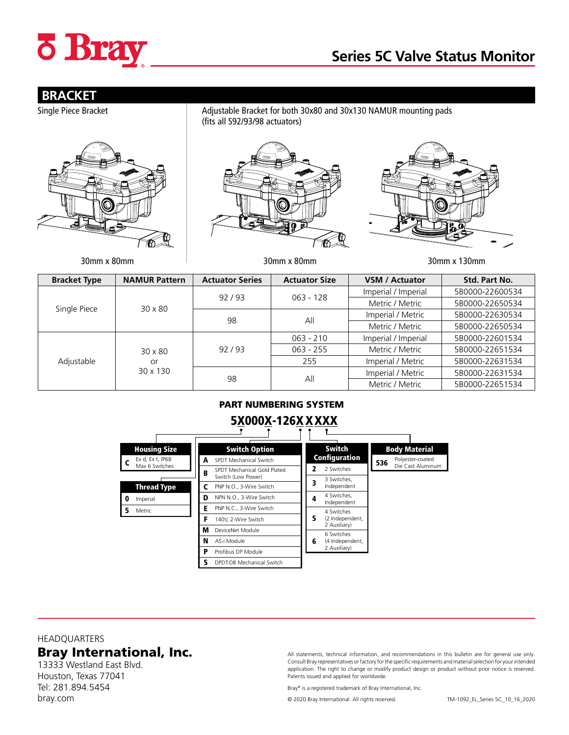## BRACKET

Single Piece Bracket

Adjustable Bracket for both 30x80 and 30x130 NAMUR mounting pads (fits all S92/93/98 actuators)

30mm x 80mm

30mm x 80mm

30mm x 130mm

| Bracket Type | NAMUR Pattern | Actuator Series | Actuator Size | VSM / Actuator | Std. Part No. |
|---|---|---|---|---|---|
| Single Piece | 30 x 80 | 92 / 93 | 063 - 128 | Imperial / Imperial | 5B0000-22600534 |
| | | | | Metric / Metric | 5B0000-22650534 |
| | | 98 | All | Imperial / Metric | 5B0000-22630534 |
| | | | | Metric / Metric | 5B0000-22650534 |
| Adjustable | 30 x 80 or 30 x 130 | 92 / 93 | 063 - 210 | Imperial / Imperial | 5B0000-22601534 |
| | | | 063 - 255 | Metric / Metric | 5B0000-22651534 |
| | | | 255 | Imperial / Metric | 5B0000-22631534 |
| | | 98 | All | Imperial / Metric | 5B0000-22631534 |
| | | | | Metric / Metric | 5B0000-22651534 |

### PART NUMBERING SYSTEM

**5X000X-126X X XXX**

**Housing Size**

| | |
|---|---|
| C | Ex d, Ex t, IP68 Max 6 Switches |

**Thread Type**

| | |
|---|---|
| 0 | Imperial |
| 5 | Metric |

**Switch Option**

| | |
|---|---|
| A | SPDT Mechanical Switch |
| B | SPDT Mechanical Gold Plated Switch (Low Power) |
| C | PNP N.O., 3-Wire Switch |
| D | NPN N.O., 3-Wire Switch |
| E | PNP N.C., 3-Wire Switch |
| F | 140V, 2-Wire Switch |
| M | DeviceNet Module |
| N | AS-i Module |
| P | Profibus DP Module |
| S | DPDT-DB Mechanical Switch |

**Switch Configuration**

| | |
|---|---|
| 2 | 2 Switches |
| 3 | 3 Switches, Independent |
| 4 | 4 Switches, Independent |
| 5 | 4 Switches (2 Independent, 2 Auxiliary) |
| 6 | 6 Switches (4 Independent, 2 Auxiliary) |

**Body Material**

| | |
|---|---|
| 536 | Polyester-coated Die Cast Aluminum |

HEADQUARTERS
**Bray International, Inc.**
13333 Westland East Blvd.
Houston, Texas 77041
Tel: 281.894.5454
bray.com

All statements, technical information, and recommendations in this bulletin are for general use only. Consult Bray representatives or factory for the specific requirements and material selection for your intended application. The right to change or modify product design or product without prior notice is reserved. Patents issued and applied for worldwide.

Bray® is a registered trademark of Bray International, Inc.

© 2020 Bray International. All rights reserved.

TM-1092_EL_Series 5C_10_16_2020